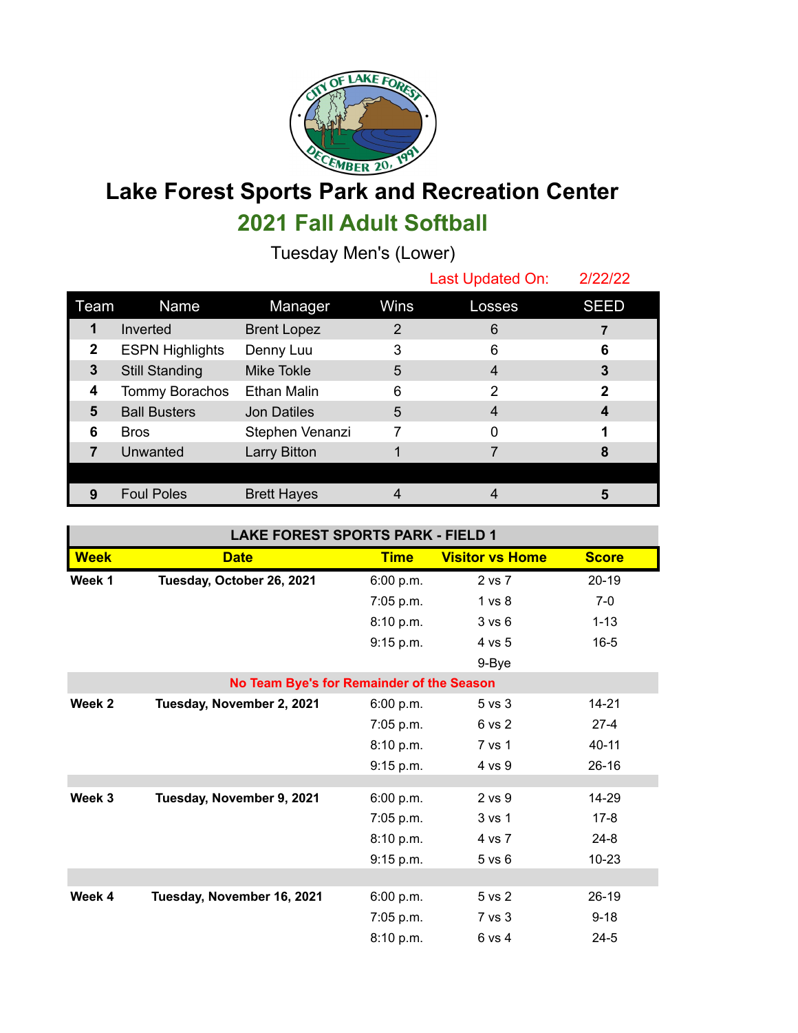# Lake Forest Sports Park and Recreation Center

## 2021 Fall Adult Softball

Tuesday Men's (Lower)

Last Updated On: 2/22/22

| Team | Name | Manager | Wins | Losses | SEED |
|---|---|---|---|---|---|
| **1** | Inverted | Brent Lopez | 2 | 6 | **7** |
| **2** | ESPN Highlights | Denny Luu | 3 | 6 | **6** |
| **3** | Still Standing | Mike Tokle | 5 | 4 | **3** |
| **4** | Tommy Borachos | Ethan Malin | 6 | 2 | **2** |
| **5** | Ball Busters | Jon Datiles | 5 | 4 | **4** |
| **6** | Bros | Stephen Venanzi | 7 | 0 | **1** |
| **7** | Unwanted | Larry Bitton | 1 | 7 | **8** |
| | | | | | |
| **9** | Foul Poles | Brett Hayes | 4 | 4 | **5** |

**LAKE FOREST SPORTS PARK - FIELD 1**

| Week | Date | Time | Visitor vs Home | Score |
|---|---|---|---|---|
| **Week 1** | **Tuesday, October 26, 2021** | 6:00 p.m. | 2 vs 7 | 20-19 |
| | | 7:05 p.m. | 1 vs 8 | 7-0 |
| | | 8:10 p.m. | 3 vs 6 | 1-13 |
| | | 9:15 p.m. | 4 vs 5 | 16-5 |
| | | | 9-Bye | |
| | **No Team Bye's for Remainder of the Season** | | | |
| **Week 2** | **Tuesday, November 2, 2021** | 6:00 p.m. | 5 vs 3 | 14-21 |
| | | 7:05 p.m. | 6 vs 2 | 27-4 |
| | | 8:10 p.m. | 7 vs 1 | 40-11 |
| | | 9:15 p.m. | 4 vs 9 | 26-16 |
| **Week 3** | **Tuesday, November 9, 2021** | 6:00 p.m. | 2 vs 9 | 14-29 |
| | | 7:05 p.m. | 3 vs 1 | 17-8 |
| | | 8:10 p.m. | 4 vs 7 | 24-8 |
| | | 9:15 p.m. | 5 vs 6 | 10-23 |
| **Week 4** | **Tuesday, November 16, 2021** | 6:00 p.m. | 5 vs 2 | 26-19 |
| | | 7:05 p.m. | 7 vs 3 | 9-18 |
| | | 8:10 p.m. | 6 vs 4 | 24-5 |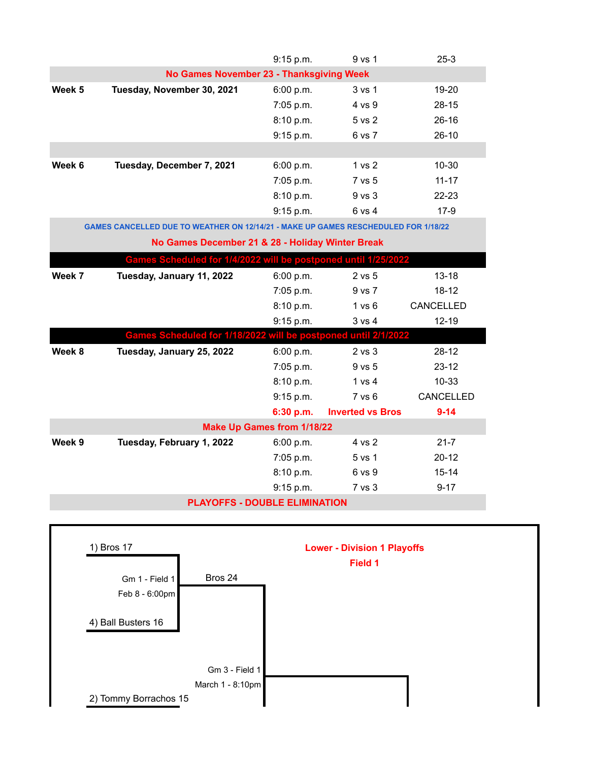| | | | | |
|---|---|---|---|---|
| | | 9:15 p.m. | 9 vs 1 | 25-3 |
| **No Games November 23 - Thanksgiving Week** | | | | |
| **Week 5** | **Tuesday, November 30, 2021** | 6:00 p.m. | 3 vs 1 | 19-20 |
| | | 7:05 p.m. | 4 vs 9 | 28-15 |
| | | 8:10 p.m. | 5 vs 2 | 26-16 |
| | | 9:15 p.m. | 6 vs 7 | 26-10 |
| | | | | |
| **Week 6** | **Tuesday, December 7, 2021** | 6:00 p.m. | 1 vs 2 | 10-30 |
| | | 7:05 p.m. | 7 vs 5 | 11-17 |
| | | 8:10 p.m. | 9 vs 3 | 22-23 |
| | | 9:15 p.m. | 6 vs 4 | 17-9 |
| **GAMES CANCELLED DUE TO WEATHER ON 12/14/21 - MAKE UP GAMES RESCHEDULED FOR 1/18/22** | | | | |
| **No Games December 21 & 28 - Holiday Winter Break** | | | | |
| **Games Scheduled for 1/4/2022 will be postponed until 1/25/2022** | | | | |
| **Week 7** | **Tuesday, January 11, 2022** | 6:00 p.m. | 2 vs 5 | 13-18 |
| | | 7:05 p.m. | 9 vs 7 | 18-12 |
| | | 8:10 p.m. | 1 vs 6 | CANCELLED |
| | | 9:15 p.m. | 3 vs 4 | 12-19 |
| **Games Scheduled for 1/18/2022 will be postponed until 2/1/2022** | | | | |
| **Week 8** | **Tuesday, January 25, 2022** | 6:00 p.m. | 2 vs 3 | 28-12 |
| | | 7:05 p.m. | 9 vs 5 | 23-12 |
| | | 8:10 p.m. | 1 vs 4 | 10-33 |
| | | 9:15 p.m. | 7 vs 6 | CANCELLED |
| | | **6:30 p.m.** | **Inverted vs Bros** | **9-14** |
| **Make Up Games from 1/18/22** | | | | |
| **Week 9** | **Tuesday, February 1, 2022** | 6:00 p.m. | 4 vs 2 | 21-7 |
| | | 7:05 p.m. | 5 vs 1 | 20-12 |
| | | 8:10 p.m. | 6 vs 9 | 15-14 |
| | | 9:15 p.m. | 7 vs 3 | 9-17 |
| **PLAYOFFS - DOUBLE ELIMINATION** | | | | |

**Lower - Division 1 Playoffs**
**Field 1**

1) Bros 17

Gm 1 - Field 1
Feb 8 - 6:00pm

4) Ball Busters 16

Bros 24

Gm 3 - Field 1
March 1 - 8:10pm

2) Tommy Borrachos 15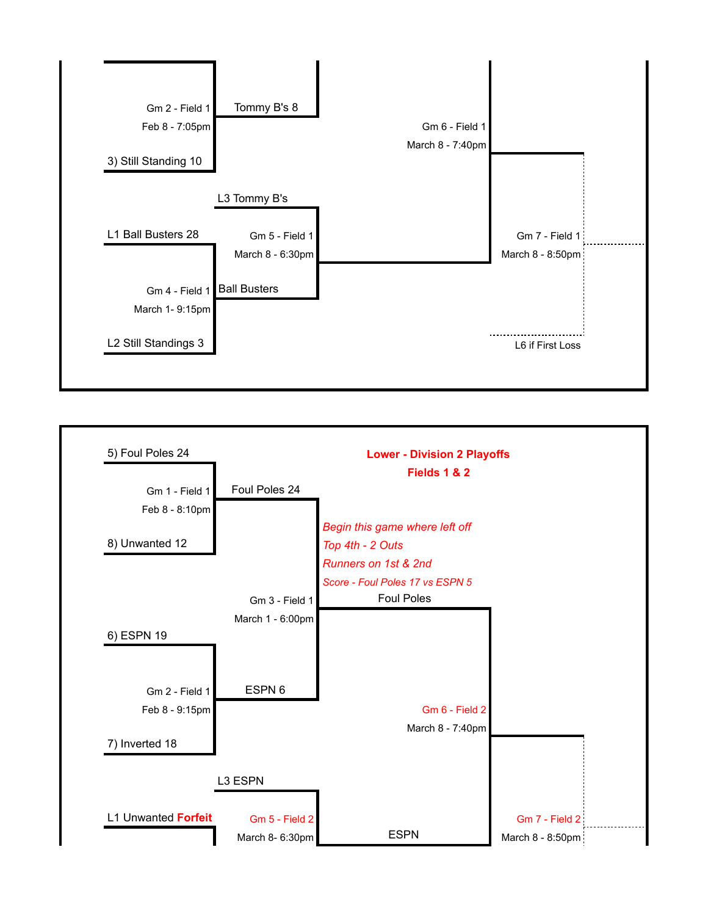## Bracket (continued)

Gm 2 - Field 1
Feb 8 - 7:05pm

3) Still Standing 10

Tommy B's 8

Gm 6 - Field 1
March 8 - 7:40pm

L3 Tommy B's

L1 Ball Busters 28

Gm 5 - Field 1
March 8 - 6:30pm

Gm 7 - Field 1
March 8 - 8:50pm

Gm 4 - Field 1
March 1- 9:15pm

Ball Busters

L2 Still Standings 3

L6 if First Loss

---

**Lower - Division 2 Playoffs**

**Fields 1 & 2**

5) Foul Poles 24

Gm 1 - Field 1
Feb 8 - 8:10pm

Foul Poles 24

8) Unwanted 12

*Begin this game where left off*
*Top 4th - 2 Outs*
*Runners on 1st & 2nd*
*Score - Foul Poles 17 vs ESPN 5*

Gm 3 - Field 1
March 1 - 6:00pm

Foul Poles

6) ESPN 19

Gm 2 - Field 1
Feb 8 - 9:15pm

ESPN 6

Gm 6 - Field 2
March 8 - 7:40pm

7) Inverted 18

L3 ESPN

L1 Unwanted **Forfeit**

Gm 5 - Field 2
March 8- 6:30pm

ESPN

Gm 7 - Field 2
March 8 - 8:50pm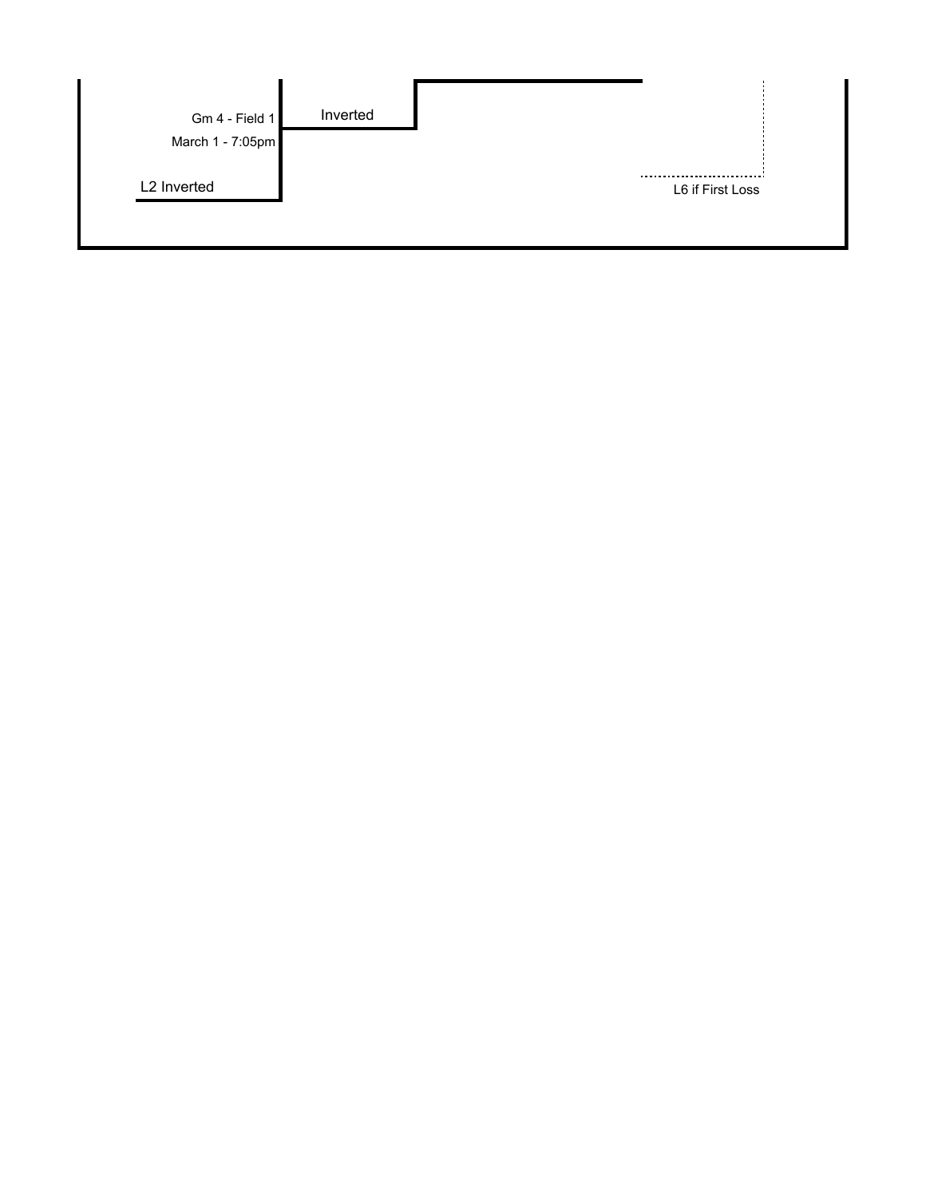Gm 4 - Field 1

March 1 - 7:05pm

Inverted

L2 Inverted

L6 if First Loss